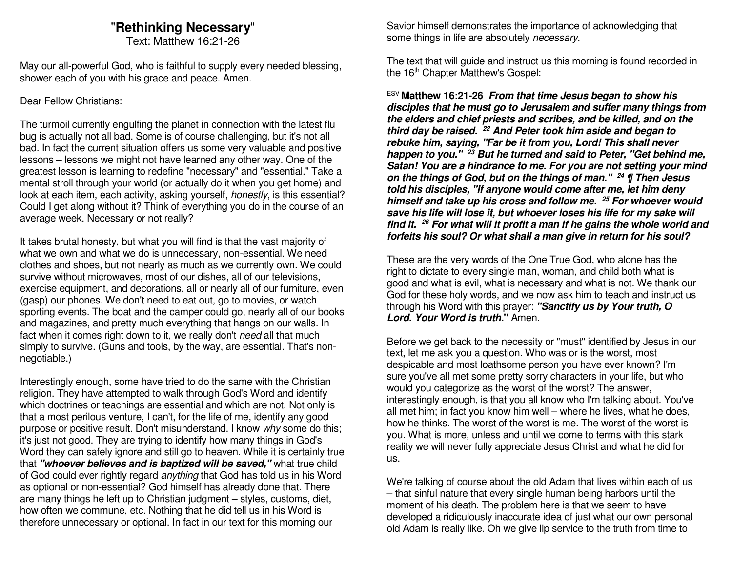# "Rethinking Necessary"

Text: Matthew 16:21-26

May our all-powerful God, who is faithful to supply every needed blessing, shower each of you with his grace and peace. Amen.

Dear Fellow Christians:

The turmoil currently engulfing the planet in connection with the latest flu bug is actually not all bad. Some is of course challenging, but it's not all bad. In fact the current situation offers us some very valuable and positive lessons – lessons we might not have learned any other way. One of the greatest lesson is learning to redefine "necessary" and "essential." Take a mental stroll through your world (or actually do it when you get home) and look at each item, each activity, asking yourself, *honestly*, is this essential? Could I get along without it? Think of everything you do in the course of an average week. Necessary or not really?

It takes brutal honesty, but what you will find is that the vast majority of what we own and what we do is unnecessary, non-essential. We need clothes and shoes, but not nearly as much as we currently own. We could survive without microwaves, most of our dishes, all of our televisions, exercise equipment, and decorations, all or nearly all of our furniture, even (gasp) our phones. We don't need to eat out, go to movies, or watch sporting events. The boat and the camper could go, nearly all of our books and magazines, and pretty much everything that hangs on our walls. In fact when it comes right down to it, we really don't *need* all that much simply to survive. (Guns and tools, by the way, are essential. That's non-negotiable.)

Interestingly enough, some have tried to do the same with the Christian religion. They have attempted to walk through God's Word and identify which doctrines or teachings are essential and which are not. Not only is that a most perilous venture, I can't, for the life of me, identify any good purpose or positive result. Don't misunderstand. I know *why* some do this; it's just not good. They are trying to identify how many things in God's Word they can safely ignore and still go to heaven. While it is certainly true that ***"whoever believes and is baptized will be saved,"*** what true child of God could ever rightly regard *anything* that God has told us in his Word as optional or non-essential? God himself has already done that. There are many things he left up to Christian judgment – styles, customs, diet, how often we commune, etc. Nothing that he did tell us in his Word is therefore unnecessary or optional. In fact in our text for this morning our Savior himself demonstrates the importance of acknowledging that some things in life are absolutely *necessary*.

The text that will guide and instruct us this morning is found recorded in the 16th Chapter Matthew's Gospel:

ESV **Matthew 16:21-26** ***From that time Jesus began to show his disciples that he must go to Jerusalem and suffer many things from the elders and chief priests and scribes, and be killed, and on the third day be raised. 22 And Peter took him aside and began to rebuke him, saying, "Far be it from you, Lord! This shall never happen to you." 23 But he turned and said to Peter, "Get behind me, Satan! You are a hindrance to me. For you are not setting your mind on the things of God, but on the things of man." 24 ¶ Then Jesus told his disciples, "If anyone would come after me, let him deny himself and take up his cross and follow me. 25 For whoever would save his life will lose it, but whoever loses his life for my sake will find it. 26 For what will it profit a man if he gains the whole world and forfeits his soul? Or what shall a man give in return for his soul?***

These are the very words of the One True God, who alone has the right to dictate to every single man, woman, and child both what is good and what is evil, what is necessary and what is not. We thank our God for these holy words, and we now ask him to teach and instruct us through his Word with this prayer: ***"Sanctify us by Your truth, O Lord. Your Word is truth."*** Amen.

Before we get back to the necessity or "must" identified by Jesus in our text, let me ask you a question. Who was or is the worst, most despicable and most loathsome person you have ever known? I'm sure you've all met some pretty sorry characters in your life, but who would you categorize as the worst of the worst? The answer, interestingly enough, is that you all know who I'm talking about. You've all met him; in fact you know him well – where he lives, what he does, how he thinks. The worst of the worst is me. The worst of the worst is you. What is more, unless and until we come to terms with this stark reality we will never fully appreciate Jesus Christ and what he did for us.

We're talking of course about the old Adam that lives within each of us – that sinful nature that every single human being harbors until the moment of his death. The problem here is that we seem to have developed a ridiculously inaccurate idea of just what our own personal old Adam is really like. Oh we give lip service to the truth from time to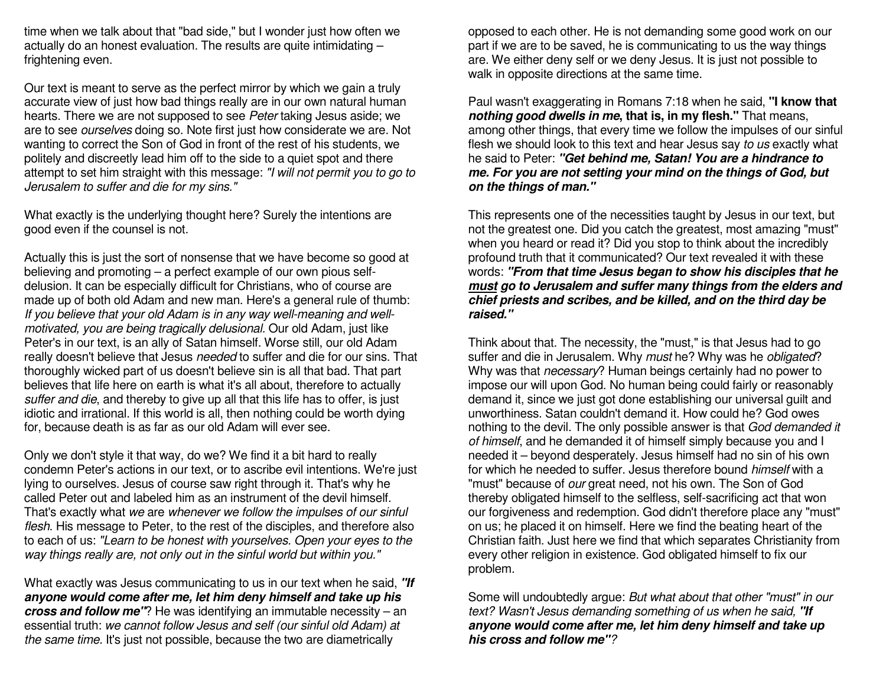time when we talk about that "bad side," but I wonder just how often we actually do an honest evaluation. The results are quite intimidating – frightening even.

Our text is meant to serve as the perfect mirror by which we gain a truly accurate view of just how bad things really are in our own natural human hearts. There we are not supposed to see *Peter* taking Jesus aside; we are to see *ourselves* doing so. Note first just how considerate we are. Not wanting to correct the Son of God in front of the rest of his students, we politely and discreetly lead him off to the side to a quiet spot and there attempt to set him straight with this message: *"I will not permit you to go to Jerusalem to suffer and die for my sins."*

What exactly is the underlying thought here? Surely the intentions are good even if the counsel is not.

Actually this is just the sort of nonsense that we have become so good at believing and promoting – a perfect example of our own pious self-delusion. It can be especially difficult for Christians, who of course are made up of both old Adam and new man. Here's a general rule of thumb: *If you believe that your old Adam is in any way well-meaning and well-motivated, you are being tragically delusional.* Our old Adam, just like Peter's in our text, is an ally of Satan himself. Worse still, our old Adam really doesn't believe that Jesus *needed* to suffer and die for our sins. That thoroughly wicked part of us doesn't believe sin is all that bad. That part believes that life here on earth is what it's all about, therefore to actually *suffer and die*, and thereby to give up all that this life has to offer, is just idiotic and irrational. If this world is all, then nothing could be worth dying for, because death is as far as our old Adam will ever see.

Only we don't style it that way, do we? We find it a bit hard to really condemn Peter's actions in our text, or to ascribe evil intentions. We're just lying to ourselves. Jesus of course saw right through it. That's why he called Peter out and labeled him as an instrument of the devil himself. That's exactly what *we* are *whenever we follow the impulses of our sinful flesh*. His message to Peter, to the rest of the disciples, and therefore also to each of us: *"Learn to be honest with yourselves. Open your eyes to the way things really are, not only out in the sinful world but within you."*

What exactly was Jesus communicating to us in our text when he said, ***"If anyone would come after me, let him deny himself and take up his cross and follow me"***? He was identifying an immutable necessity – an essential truth: *we cannot follow Jesus and self (our sinful old Adam) at the same time.* It's just not possible, because the two are diametrically opposed to each other. He is not demanding some good work on our part if we are to be saved, he is communicating to us the way things are. We either deny self or we deny Jesus. It is just not possible to walk in opposite directions at the same time.

Paul wasn't exaggerating in Romans 7:18 when he said, **"I know that *nothing good dwells in me*, that is, in my flesh."** That means, among other things, that every time we follow the impulses of our sinful flesh we should look to this text and hear Jesus say *to us* exactly what he said to Peter: ***"Get behind me, Satan! You are a hindrance to me. For you are not setting your mind on the things of God, but on the things of man."***

This represents one of the necessities taught by Jesus in our text, but not the greatest one. Did you catch the greatest, most amazing "must" when you heard or read it? Did you stop to think about the incredibly profound truth that it communicated? Our text revealed it with these words: ***"From that time Jesus began to show his disciples that he <u>must</u> go to Jerusalem and suffer many things from the elders and chief priests and scribes, and be killed, and on the third day be raised."***

Think about that. The necessity, the "must," is that Jesus had to go suffer and die in Jerusalem. Why *must* he? Why was he *obligated*? Why was that *necessary*? Human beings certainly had no power to impose our will upon God. No human being could fairly or reasonably demand it, since we just got done establishing our universal guilt and unworthiness. Satan couldn't demand it. How could he? God owes nothing to the devil. The only possible answer is that *God demanded it of himself*, and he demanded it of himself simply because you and I needed it – beyond desperately. Jesus himself had no sin of his own for which he needed to suffer. Jesus therefore bound *himself* with a "must" because of *our* great need, not his own. The Son of God thereby obligated himself to the selfless, self-sacrificing act that won our forgiveness and redemption. God didn't therefore place any "must" on us; he placed it on himself. Here we find the beating heart of the Christian faith. Just here we find that which separates Christianity from every other religion in existence. God obligated himself to fix our problem.

Some will undoubtedly argue: *But what about that other "must" in our text? Wasn't Jesus demanding something of us when he said, **"If anyone would come after me, let him deny himself and take up his cross and follow me"**?*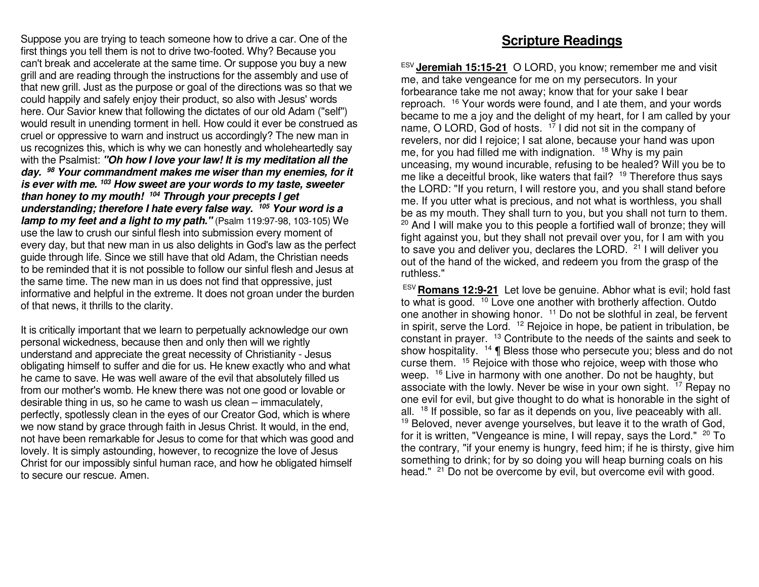Suppose you are trying to teach someone how to drive a car. One of the first things you tell them is not to drive two-footed. Why? Because you can't break and accelerate at the same time. Or suppose you buy a new grill and are reading through the instructions for the assembly and use of that new grill. Just as the purpose or goal of the directions was so that we could happily and safely enjoy their product, so also with Jesus' words here. Our Savior knew that following the dictates of our old Adam ("self") would result in unending torment in hell. How could it ever be construed as cruel or oppressive to warn and instruct us accordingly? The new man in us recognizes this, which is why we can honestly and wholeheartedly say with the Psalmist: ***"Oh how I love your law! It is my meditation all the day. [98] Your commandment makes me wiser than my enemies, for it is ever with me. [103] How sweet are your words to my taste, sweeter than honey to my mouth! [104] Through your precepts I get understanding; therefore I hate every false way. [105] Your word is a lamp to my feet and a light to my path."*** (Psalm 119:97-98, 103-105) We use the law to crush our sinful flesh into submission every moment of every day, but that new man in us also delights in God's law as the perfect guide through life. Since we still have that old Adam, the Christian needs to be reminded that it is not possible to follow our sinful flesh and Jesus at the same time. The new man in us does not find that oppressive, just informative and helpful in the extreme. It does not groan under the burden of that news, it thrills to the clarity.

It is critically important that we learn to perpetually acknowledge our own personal wickedness, because then and only then will we rightly understand and appreciate the great necessity of Christianity - Jesus obligating himself to suffer and die for us. He knew exactly who and what he came to save. He was well aware of the evil that absolutely filled us from our mother's womb. He knew there was not one good or lovable or desirable thing in us, so he came to wash us clean – immaculately, perfectly, spotlessly clean in the eyes of our Creator God, which is where we now stand by grace through faith in Jesus Christ. It would, in the end, not have been remarkable for Jesus to come for that which was good and lovely. It is simply astounding, however, to recognize the love of Jesus Christ for our impossibly sinful human race, and how he obligated himself to secure our rescue. Amen.

## Scripture Readings

[ESV] **Jeremiah 15:15-21** O LORD, you know; remember me and visit me, and take vengeance for me on my persecutors. In your forbearance take me not away; know that for your sake I bear reproach. [16] Your words were found, and I ate them, and your words became to me a joy and the delight of my heart, for I am called by your name, O LORD, God of hosts. [17] I did not sit in the company of revelers, nor did I rejoice; I sat alone, because your hand was upon me, for you had filled me with indignation. [18] Why is my pain unceasing, my wound incurable, refusing to be healed? Will you be to me like a deceitful brook, like waters that fail? [19] Therefore thus says the LORD: "If you return, I will restore you, and you shall stand before me. If you utter what is precious, and not what is worthless, you shall be as my mouth. They shall turn to you, but you shall not turn to them. [20] And I will make you to this people a fortified wall of bronze; they will fight against you, but they shall not prevail over you, for I am with you to save you and deliver you, declares the LORD. [21] I will deliver you out of the hand of the wicked, and redeem you from the grasp of the ruthless."

[ESV] **Romans 12:9-21** Let love be genuine. Abhor what is evil; hold fast to what is good. [10] Love one another with brotherly affection. Outdo one another in showing honor. [11] Do not be slothful in zeal, be fervent in spirit, serve the Lord. [12] Rejoice in hope, be patient in tribulation, be constant in prayer. [13] Contribute to the needs of the saints and seek to show hospitality. [14] ¶ Bless those who persecute you; bless and do not curse them. [15] Rejoice with those who rejoice, weep with those who weep. [16] Live in harmony with one another. Do not be haughty, but associate with the lowly. Never be wise in your own sight. [17] Repay no one evil for evil, but give thought to do what is honorable in the sight of all. [18] If possible, so far as it depends on you, live peaceably with all. [19] Beloved, never avenge yourselves, but leave it to the wrath of God, for it is written, "Vengeance is mine, I will repay, says the Lord." [20] To the contrary, "if your enemy is hungry, feed him; if he is thirsty, give him something to drink; for by so doing you will heap burning coals on his head." [21] Do not be overcome by evil, but overcome evil with good.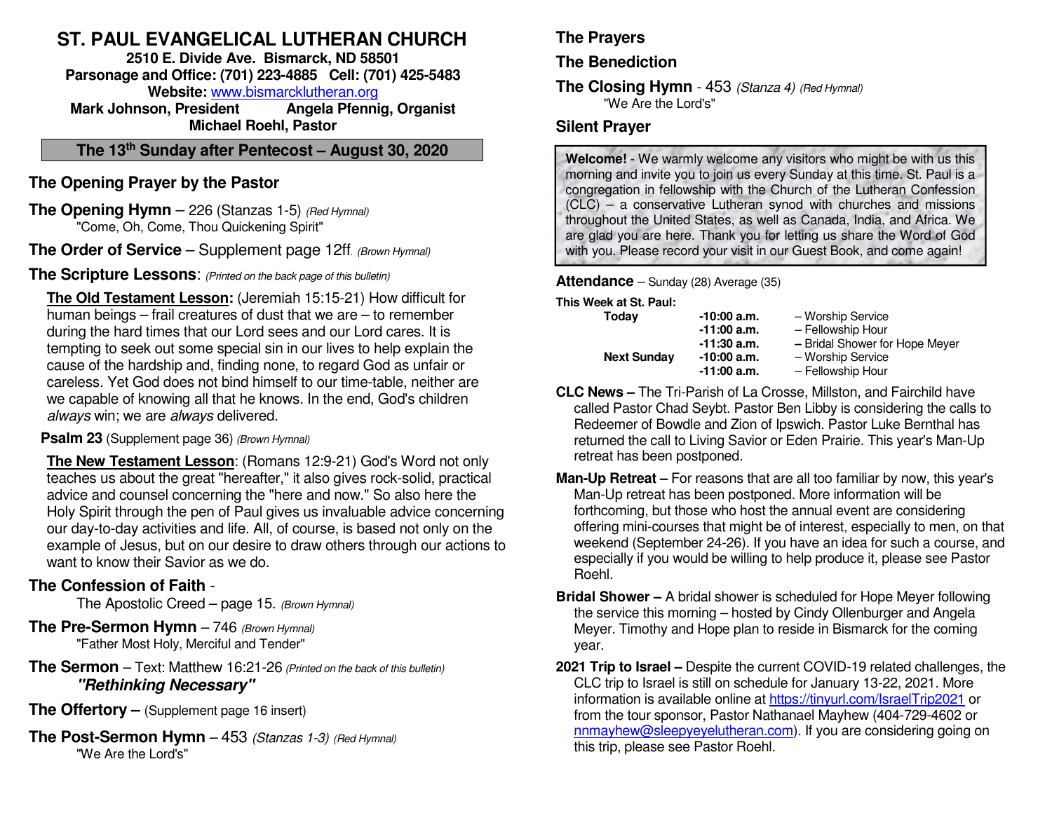# ST. PAUL EVANGELICAL LUTHERAN CHURCH

**2510 E. Divide Ave. Bismarck, ND 58501**
**Parsonage and Office: (701) 223-4885 Cell: (701) 425-5483**
**Website:** www.bismarcklutheran.org
**Mark Johnson, President Angela Pfennig, Organist**
**Michael Roehl, Pastor**

## The 13th Sunday after Pentecost – August 30, 2020

### The Opening Prayer by the Pastor

**The Opening Hymn** – 226 (Stanzas 1-5) *(Red Hymnal)*
"Come, Oh, Come, Thou Quickening Spirit"

**The Order of Service** – Supplement page 12ff. *(Brown Hymnal)*

**The Scripture Lessons**: *(Printed on the back page of this bulletin)*

**The Old Testament Lesson:** (Jeremiah 15:15-21) How difficult for human beings – frail creatures of dust that we are – to remember during the hard times that our Lord sees and our Lord cares. It is tempting to seek out some special sin in our lives to help explain the cause of the hardship and, finding none, to regard God as unfair or careless. Yet God does not bind himself to our time-table, neither are we capable of knowing all that he knows. In the end, God's children *always* win; we are *always* delivered.

**Psalm 23** (Supplement page 36) *(Brown Hymnal)*

**The New Testament Lesson**: (Romans 12:9-21) God's Word not only teaches us about the great "hereafter," it also gives rock-solid, practical advice and counsel concerning the "here and now." So also here the Holy Spirit through the pen of Paul gives us invaluable advice concerning our day-to-day activities and life. All, of course, is based not only on the example of Jesus, but on our desire to draw others through our actions to want to know their Savior as we do.

**The Confession of Faith** -
The Apostolic Creed – page 15. *(Brown Hymnal)*

**The Pre-Sermon Hymn** – 746 *(Brown Hymnal)*
"Father Most Holy, Merciful and Tender"

**The Sermon** – Text: Matthew 16:21-26 *(Printed on the back of this bulletin)*
***"Rethinking Necessary"***

**The Offertory –** (Supplement page 16 insert)

**The Post-Sermon Hymn** – 453 *(Stanzas 1-3)* *(Red Hymnal)*
"We Are the Lord's"

**The Prayers**

**The Benediction**

**The Closing Hymn** - 453 *(Stanza 4)* *(Red Hymnal)*
"We Are the Lord's"

**Silent Prayer**

**Welcome!** - We warmly welcome any visitors who might be with us this morning and invite you to join us every Sunday at this time. St. Paul is a congregation in fellowship with the Church of the Lutheran Confession (CLC) – a conservative Lutheran synod with churches and missions throughout the United States, as well as Canada, India, and Africa. We are glad you are here. Thank you for letting us share the Word of God with you. Please record your visit in our Guest Book, and come again!

**Attendance** – Sunday (28) Average (35)

**This Week at St. Paul:**

| | | |
|---|---|---|
| **Today** | **-10:00 a.m.** | – Worship Service |
| | **-11:00 a.m.** | – Fellowship Hour |
| | **-11:30 a.m.** | **–** Bridal Shower for Hope Meyer |
| **Next Sunday** | **-10:00 a.m.** | – Worship Service |
| | **-11:00 a.m.** | – Fellowship Hour |

**CLC News –** The Tri-Parish of La Crosse, Millston, and Fairchild have called Pastor Chad Seybt. Pastor Ben Libby is considering the calls to Redeemer of Bowdle and Zion of Ipswich. Pastor Luke Bernthal has returned the call to Living Savior or Eden Prairie. This year's Man-Up retreat has been postponed.

**Man-Up Retreat –** For reasons that are all too familiar by now, this year's Man-Up retreat has been postponed. More information will be forthcoming, but those who host the annual event are considering offering mini-courses that might be of interest, especially to men, on that weekend (September 24-26). If you have an idea for such a course, and especially if you would be willing to help produce it, please see Pastor Roehl.

**Bridal Shower –** A bridal shower is scheduled for Hope Meyer following the service this morning – hosted by Cindy Ollenburger and Angela Meyer. Timothy and Hope plan to reside in Bismarck for the coming year.

**2021 Trip to Israel –** Despite the current COVID-19 related challenges, the CLC trip to Israel is still on schedule for January 13-22, 2021. More information is available online at https://tinyurl.com/IsraelTrip2021 or from the tour sponsor, Pastor Nathanael Mayhew (404-729-4602 or nnmayhew@sleepyeyelutheran.com). If you are considering going on this trip, please see Pastor Roehl.